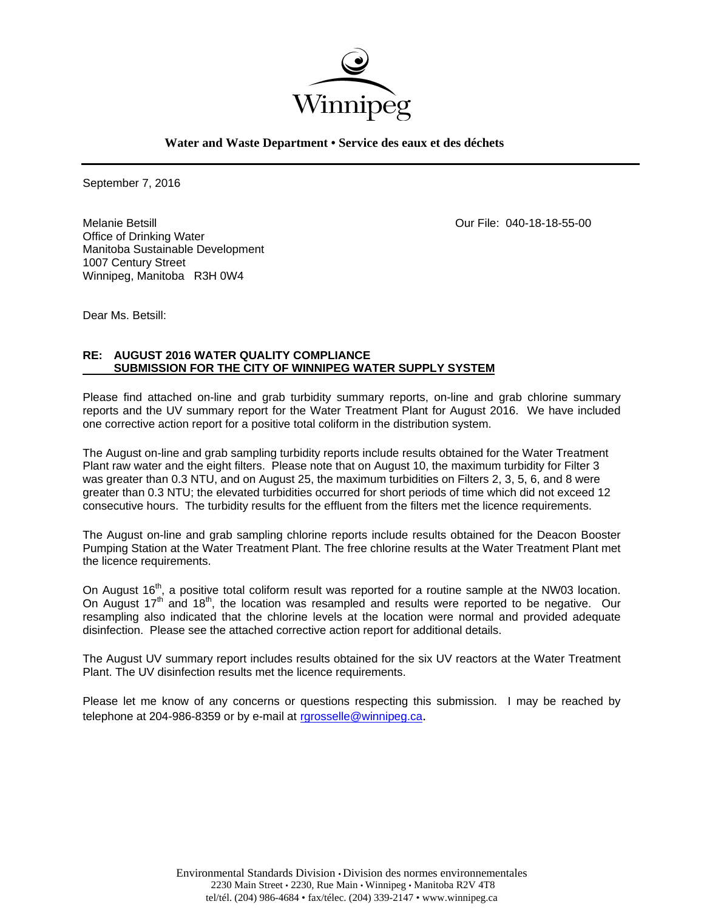Winnipeg

**Water and Waste Department • Service des eaux et des déchets**

---

September 7, 2016

Melanie Betsill
Office of Drinking Water
Manitoba Sustainable Development
1007 Century Street
Winnipeg, Manitoba R3H 0W4

Our File: 040-18-18-55-00

Dear Ms. Betsill:

**RE: AUGUST 2016 WATER QUALITY COMPLIANCE SUBMISSION FOR THE CITY OF WINNIPEG WATER SUPPLY SYSTEM**

Please find attached on-line and grab turbidity summary reports, on-line and grab chlorine summary reports and the UV summary report for the Water Treatment Plant for August 2016. We have included one corrective action report for a positive total coliform in the distribution system.

The August on-line and grab sampling turbidity reports include results obtained for the Water Treatment Plant raw water and the eight filters. Please note that on August 10, the maximum turbidity for Filter 3 was greater than 0.3 NTU, and on August 25, the maximum turbidities on Filters 2, 3, 5, 6, and 8 were greater than 0.3 NTU; the elevated turbidities occurred for short periods of time which did not exceed 12 consecutive hours. The turbidity results for the effluent from the filters met the licence requirements.

The August on-line and grab sampling chlorine reports include results obtained for the Deacon Booster Pumping Station at the Water Treatment Plant. The free chlorine results at the Water Treatment Plant met the licence requirements.

On August 16th, a positive total coliform result was reported for a routine sample at the NW03 location. On August 17th and 18th, the location was resampled and results were reported to be negative. Our resampling also indicated that the chlorine levels at the location were normal and provided adequate disinfection. Please see the attached corrective action report for additional details.

The August UV summary report includes results obtained for the six UV reactors at the Water Treatment Plant. The UV disinfection results met the licence requirements.

Please let me know of any concerns or questions respecting this submission. I may be reached by telephone at 204-986-8359 or by e-mail at rgrosselle@winnipeg.ca.

Environmental Standards Division • Division des normes environnementales
2230 Main Street • 2230, Rue Main • Winnipeg • Manitoba R2V 4T8
tel/tél. (204) 986-4684 • fax/télec. (204) 339-2147 • www.winnipeg.ca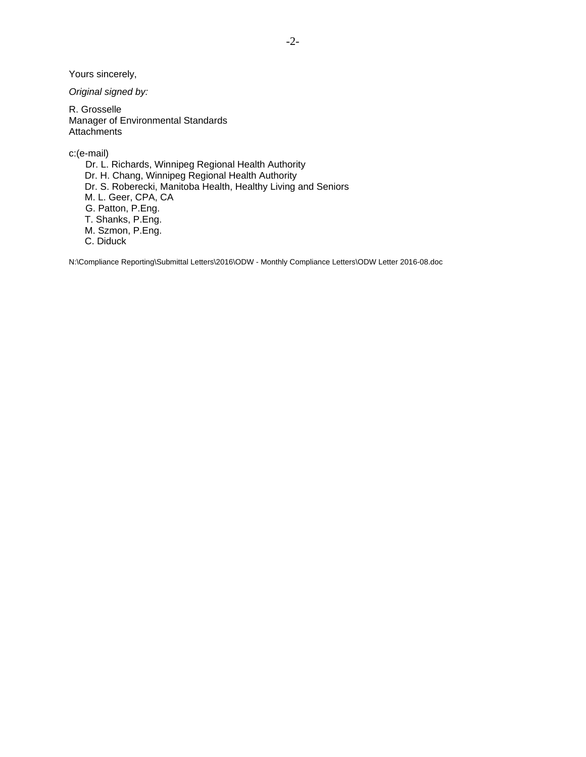Yours sincerely,

*Original signed by:*

R. Grosselle
Manager of Environmental Standards
Attachments

c:(e-mail)

- Dr. L. Richards, Winnipeg Regional Health Authority
- Dr. H. Chang, Winnipeg Regional Health Authority
- Dr. S. Roberecki, Manitoba Health, Healthy Living and Seniors
- M. L. Geer, CPA, CA
- G. Patton, P.Eng.
- T. Shanks, P.Eng.
- M. Szmon, P.Eng.
- C. Diduck

N:\Compliance Reporting\Submittal Letters\2016\ODW - Monthly Compliance Letters\ODW Letter 2016-08.doc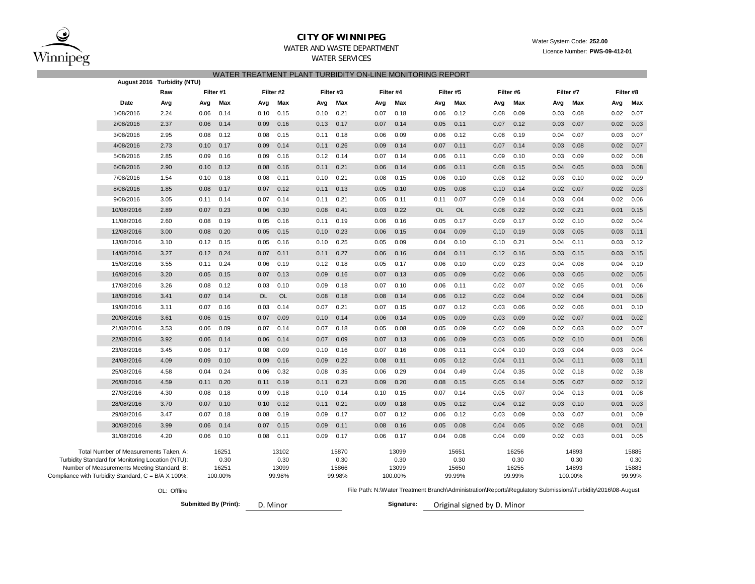**CITY OF WINNIPEG**

WATER AND WASTE DEPARTMENT

WATER SERVICES

Water System Code: **252.00**

Licence Number: **PWS-09-412-01**

## WATER TREATMENT PLANT TURBIDITY ON-LINE MONITORING REPORT

**August 2016 Turbidity (NTU)**

| | Raw | Filter #1 | | Filter #2 | | Filter #3 | | Filter #4 | | Filter #5 | | Filter #6 | | Filter #7 | | Filter #8 | |
|---|---|---|---|---|---|---|---|---|---|---|---|---|---|---|---|---|---|
| **Date** | **Avg** | **Avg** | **Max** | **Avg** | **Max** | **Avg** | **Max** | **Avg** | **Max** | **Avg** | **Max** | **Avg** | **Max** | **Avg** | **Max** | **Avg** | **Max** |
| 1/08/2016 | 2.24 | 0.06 | 0.14 | 0.10 | 0.15 | 0.10 | 0.21 | 0.07 | 0.18 | 0.06 | 0.12 | 0.08 | 0.09 | 0.03 | 0.08 | 0.02 | 0.07 |
| 2/08/2016 | 2.37 | 0.06 | 0.14 | 0.09 | 0.16 | 0.13 | 0.17 | 0.07 | 0.14 | 0.05 | 0.11 | 0.07 | 0.12 | 0.03 | 0.07 | 0.02 | 0.03 |
| 3/08/2016 | 2.95 | 0.08 | 0.12 | 0.08 | 0.15 | 0.11 | 0.18 | 0.06 | 0.09 | 0.06 | 0.12 | 0.08 | 0.19 | 0.04 | 0.07 | 0.03 | 0.07 |
| 4/08/2016 | 2.73 | 0.10 | 0.17 | 0.09 | 0.14 | 0.11 | 0.26 | 0.09 | 0.14 | 0.07 | 0.11 | 0.07 | 0.14 | 0.03 | 0.08 | 0.02 | 0.07 |
| 5/08/2016 | 2.85 | 0.09 | 0.16 | 0.09 | 0.16 | 0.12 | 0.14 | 0.07 | 0.14 | 0.06 | 0.11 | 0.09 | 0.10 | 0.03 | 0.09 | 0.02 | 0.08 |
| 6/08/2016 | 2.90 | 0.10 | 0.12 | 0.08 | 0.16 | 0.11 | 0.21 | 0.06 | 0.14 | 0.06 | 0.11 | 0.08 | 0.15 | 0.04 | 0.05 | 0.03 | 0.08 |
| 7/08/2016 | 1.54 | 0.10 | 0.18 | 0.08 | 0.11 | 0.10 | 0.21 | 0.08 | 0.15 | 0.06 | 0.10 | 0.08 | 0.12 | 0.03 | 0.10 | 0.02 | 0.09 |
| 8/08/2016 | 1.85 | 0.08 | 0.17 | 0.07 | 0.12 | 0.11 | 0.13 | 0.05 | 0.10 | 0.05 | 0.08 | 0.10 | 0.14 | 0.02 | 0.07 | 0.02 | 0.03 |
| 9/08/2016 | 3.05 | 0.11 | 0.14 | 0.07 | 0.14 | 0.11 | 0.21 | 0.05 | 0.11 | 0.11 | 0.07 | 0.09 | 0.14 | 0.03 | 0.04 | 0.02 | 0.06 |
| 10/08/2016 | 2.89 | 0.07 | 0.23 | 0.06 | 0.30 | 0.08 | 0.41 | 0.03 | 0.22 | OL | OL | 0.08 | 0.22 | 0.02 | 0.21 | 0.01 | 0.15 |
| 11/08/2016 | 2.60 | 0.08 | 0.19 | 0.05 | 0.16 | 0.11 | 0.19 | 0.06 | 0.16 | 0.05 | 0.17 | 0.09 | 0.17 | 0.02 | 0.10 | 0.02 | 0.04 |
| 12/08/2016 | 3.00 | 0.08 | 0.20 | 0.05 | 0.15 | 0.10 | 0.23 | 0.06 | 0.15 | 0.04 | 0.09 | 0.10 | 0.19 | 0.03 | 0.05 | 0.03 | 0.11 |
| 13/08/2016 | 3.10 | 0.12 | 0.15 | 0.05 | 0.16 | 0.10 | 0.25 | 0.05 | 0.09 | 0.04 | 0.10 | 0.10 | 0.21 | 0.04 | 0.11 | 0.03 | 0.12 |
| 14/08/2016 | 3.27 | 0.12 | 0.24 | 0.07 | 0.11 | 0.11 | 0.27 | 0.06 | 0.16 | 0.04 | 0.11 | 0.12 | 0.16 | 0.03 | 0.15 | 0.03 | 0.15 |
| 15/08/2016 | 3.55 | 0.11 | 0.24 | 0.06 | 0.19 | 0.12 | 0.18 | 0.05 | 0.17 | 0.06 | 0.10 | 0.09 | 0.23 | 0.04 | 0.08 | 0.04 | 0.10 |
| 16/08/2016 | 3.20 | 0.05 | 0.15 | 0.07 | 0.13 | 0.09 | 0.16 | 0.07 | 0.13 | 0.05 | 0.09 | 0.02 | 0.06 | 0.03 | 0.05 | 0.02 | 0.05 |
| 17/08/2016 | 3.26 | 0.08 | 0.12 | 0.03 | 0.10 | 0.09 | 0.18 | 0.07 | 0.10 | 0.06 | 0.11 | 0.02 | 0.07 | 0.02 | 0.05 | 0.01 | 0.06 |
| 18/08/2016 | 3.41 | 0.07 | 0.14 | OL | OL | 0.08 | 0.18 | 0.08 | 0.14 | 0.06 | 0.12 | 0.02 | 0.04 | 0.02 | 0.04 | 0.01 | 0.06 |
| 19/08/2016 | 3.11 | 0.07 | 0.16 | 0.03 | 0.14 | 0.07 | 0.21 | 0.07 | 0.15 | 0.07 | 0.12 | 0.03 | 0.06 | 0.02 | 0.06 | 0.01 | 0.10 |
| 20/08/2016 | 3.61 | 0.06 | 0.15 | 0.07 | 0.09 | 0.10 | 0.14 | 0.06 | 0.14 | 0.05 | 0.09 | 0.03 | 0.09 | 0.02 | 0.07 | 0.01 | 0.02 |
| 21/08/2016 | 3.53 | 0.06 | 0.09 | 0.07 | 0.14 | 0.07 | 0.18 | 0.05 | 0.08 | 0.05 | 0.09 | 0.02 | 0.09 | 0.02 | 0.03 | 0.02 | 0.07 |
| 22/08/2016 | 3.92 | 0.06 | 0.14 | 0.06 | 0.14 | 0.07 | 0.09 | 0.07 | 0.13 | 0.06 | 0.09 | 0.03 | 0.05 | 0.02 | 0.10 | 0.01 | 0.08 |
| 23/08/2016 | 3.45 | 0.06 | 0.17 | 0.08 | 0.09 | 0.10 | 0.16 | 0.07 | 0.16 | 0.06 | 0.11 | 0.04 | 0.10 | 0.03 | 0.04 | 0.03 | 0.04 |
| 24/08/2016 | 4.09 | 0.09 | 0.10 | 0.09 | 0.16 | 0.09 | 0.22 | 0.08 | 0.11 | 0.05 | 0.12 | 0.04 | 0.11 | 0.04 | 0.11 | 0.03 | 0.11 |
| 25/08/2016 | 4.58 | 0.04 | 0.24 | 0.06 | 0.32 | 0.08 | 0.35 | 0.06 | 0.29 | 0.04 | 0.49 | 0.04 | 0.35 | 0.02 | 0.18 | 0.02 | 0.38 |
| 26/08/2016 | 4.59 | 0.11 | 0.20 | 0.11 | 0.19 | 0.11 | 0.23 | 0.09 | 0.20 | 0.08 | 0.15 | 0.05 | 0.14 | 0.05 | 0.07 | 0.02 | 0.12 |
| 27/08/2016 | 4.30 | 0.08 | 0.18 | 0.09 | 0.18 | 0.10 | 0.14 | 0.10 | 0.15 | 0.07 | 0.14 | 0.05 | 0.07 | 0.04 | 0.13 | 0.01 | 0.08 |
| 28/08/2016 | 3.70 | 0.07 | 0.10 | 0.10 | 0.12 | 0.11 | 0.21 | 0.09 | 0.18 | 0.05 | 0.12 | 0.04 | 0.12 | 0.03 | 0.10 | 0.01 | 0.03 |
| 29/08/2016 | 3.47 | 0.07 | 0.18 | 0.08 | 0.19 | 0.09 | 0.17 | 0.07 | 0.12 | 0.06 | 0.12 | 0.03 | 0.09 | 0.03 | 0.07 | 0.01 | 0.09 |
| 30/08/2016 | 3.99 | 0.06 | 0.14 | 0.07 | 0.15 | 0.09 | 0.11 | 0.08 | 0.16 | 0.05 | 0.08 | 0.04 | 0.05 | 0.02 | 0.08 | 0.01 | 0.01 |
| 31/08/2016 | 4.20 | 0.06 | 0.10 | 0.08 | 0.11 | 0.09 | 0.17 | 0.06 | 0.17 | 0.04 | 0.08 | 0.04 | 0.09 | 0.02 | 0.03 | 0.01 | 0.05 |
| Total Number of Measurements Taken, A: | | | 16251 | | 13102 | | 15870 | | 13099 | | 15651 | | 16256 | | 14893 | | 15885 |
| Turbidity Standard for Monitoring Location (NTU): | | | 0.30 | | 0.30 | | 0.30 | | 0.30 | | 0.30 | | 0.30 | | 0.30 | | 0.30 |
| Number of Measurements Meeting Standard, B: | | | 16251 | | 13099 | | 15866 | | 13099 | | 15650 | | 16255 | | 14893 | | 15883 |
| Compliance with Turbidity Standard, C = B/A X 100%: | | | 100.00% | | 99.98% | | 99.98% | | 100.00% | | 99.99% | | 99.99% | | 100.00% | | 99.99% |

OL: Offline

File Path: N:\Water Treatment Branch\Administration\Reports\Regulatory Submissions\Turbidity\2016\08-August

**Submitted By (Print):** D. Minor

**Signature:** Original signed by D. Minor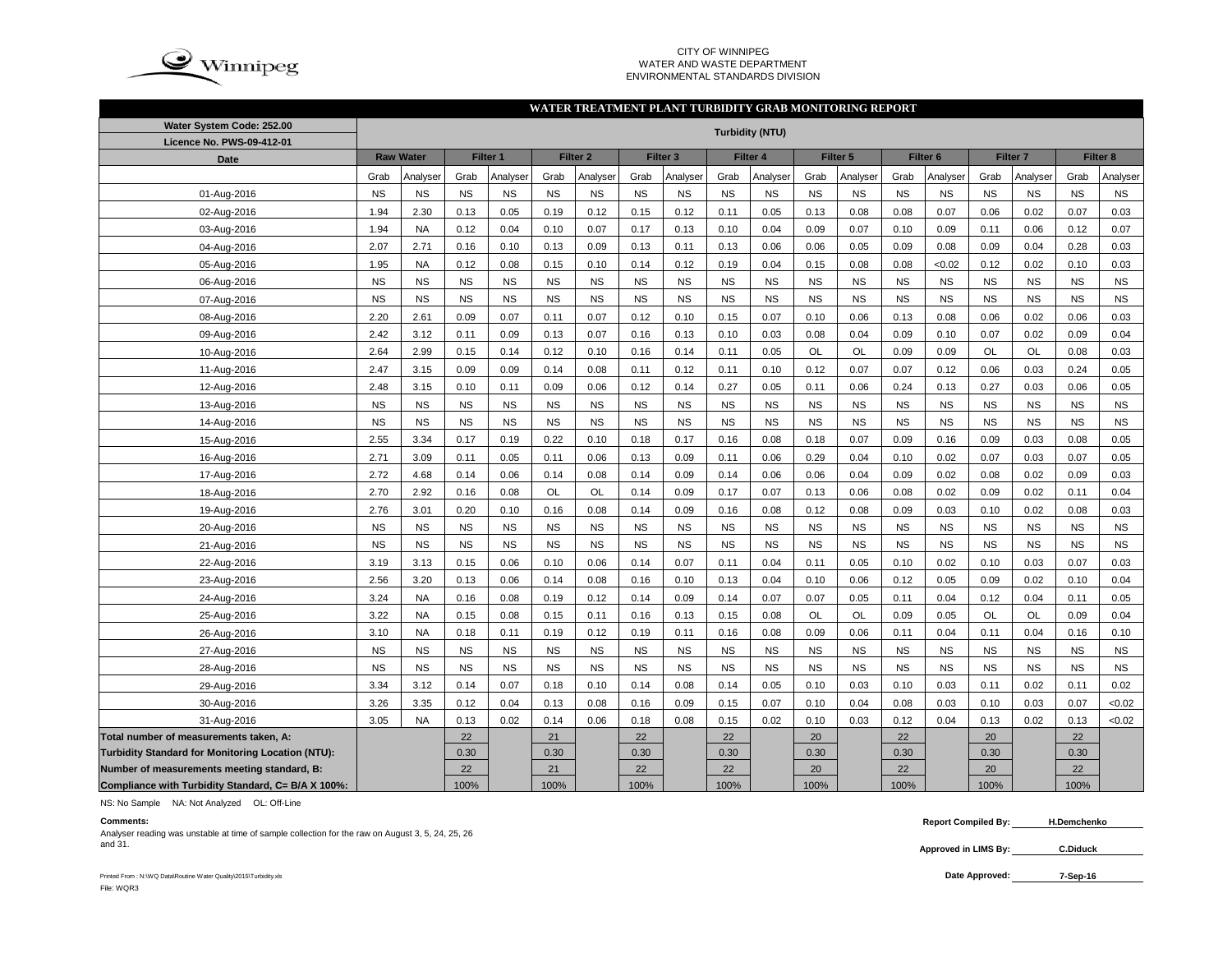CITY OF WINNIPEG
WATER AND WASTE DEPARTMENT
ENVIRONMENTAL STANDARDS DIVISION

# WATER TREATMENT PLANT TURBIDITY GRAB MONITORING REPORT

| Water System Code: 252.00<br>Licence No. PWS-09-412-01 | Turbidity (NTU) | | | | | | | | | | | | | | | | | |
|---|---|---|---|---|---|---|---|---|---|---|---|---|---|---|---|---|---|---|
| Date | Raw Water | | Filter 1 | | Filter 2 | | Filter 3 | | Filter 4 | | Filter 5 | | Filter 6 | | Filter 7 | | Filter 8 | |
| | Grab | Analyser | Grab | Analyser | Grab | Analyser | Grab | Analyser | Grab | Analyser | Grab | Analyser | Grab | Analyser | Grab | Analyser | Grab | Analyser |
| 01-Aug-2016 | NS | NS | NS | NS | NS | NS | NS | NS | NS | NS | NS | NS | NS | NS | NS | NS | NS | NS |
| 02-Aug-2016 | 1.94 | 2.30 | 0.13 | 0.05 | 0.19 | 0.12 | 0.15 | 0.12 | 0.11 | 0.05 | 0.13 | 0.08 | 0.08 | 0.07 | 0.06 | 0.02 | 0.07 | 0.03 |
| 03-Aug-2016 | 1.94 | NA | 0.12 | 0.04 | 0.10 | 0.07 | 0.17 | 0.13 | 0.10 | 0.04 | 0.09 | 0.07 | 0.10 | 0.09 | 0.11 | 0.06 | 0.12 | 0.07 |
| 04-Aug-2016 | 2.07 | 2.71 | 0.16 | 0.10 | 0.13 | 0.09 | 0.13 | 0.11 | 0.13 | 0.06 | 0.06 | 0.05 | 0.09 | 0.08 | 0.09 | 0.04 | 0.28 | 0.03 |
| 05-Aug-2016 | 1.95 | NA | 0.12 | 0.08 | 0.15 | 0.10 | 0.14 | 0.12 | 0.19 | 0.04 | 0.15 | 0.08 | 0.08 | <0.02 | 0.12 | 0.02 | 0.10 | 0.03 |
| 06-Aug-2016 | NS | NS | NS | NS | NS | NS | NS | NS | NS | NS | NS | NS | NS | NS | NS | NS | NS | NS |
| 07-Aug-2016 | NS | NS | NS | NS | NS | NS | NS | NS | NS | NS | NS | NS | NS | NS | NS | NS | NS | NS |
| 08-Aug-2016 | 2.20 | 2.61 | 0.09 | 0.07 | 0.11 | 0.07 | 0.12 | 0.10 | 0.15 | 0.07 | 0.10 | 0.06 | 0.13 | 0.08 | 0.06 | 0.02 | 0.06 | 0.03 |
| 09-Aug-2016 | 2.42 | 3.12 | 0.11 | 0.09 | 0.13 | 0.07 | 0.16 | 0.13 | 0.10 | 0.03 | 0.08 | 0.04 | 0.09 | 0.10 | 0.07 | 0.02 | 0.09 | 0.04 |
| 10-Aug-2016 | 2.64 | 2.99 | 0.15 | 0.14 | 0.12 | 0.10 | 0.16 | 0.14 | 0.11 | 0.05 | OL | OL | 0.09 | 0.09 | OL | OL | 0.08 | 0.03 |
| 11-Aug-2016 | 2.47 | 3.15 | 0.09 | 0.09 | 0.14 | 0.08 | 0.11 | 0.12 | 0.11 | 0.10 | 0.12 | 0.07 | 0.07 | 0.12 | 0.06 | 0.03 | 0.24 | 0.05 |
| 12-Aug-2016 | 2.48 | 3.15 | 0.10 | 0.11 | 0.09 | 0.06 | 0.12 | 0.14 | 0.27 | 0.05 | 0.11 | 0.06 | 0.24 | 0.13 | 0.27 | 0.03 | 0.06 | 0.05 |
| 13-Aug-2016 | NS | NS | NS | NS | NS | NS | NS | NS | NS | NS | NS | NS | NS | NS | NS | NS | NS | NS |
| 14-Aug-2016 | NS | NS | NS | NS | NS | NS | NS | NS | NS | NS | NS | NS | NS | NS | NS | NS | NS | NS |
| 15-Aug-2016 | 2.55 | 3.34 | 0.17 | 0.19 | 0.22 | 0.10 | 0.18 | 0.17 | 0.16 | 0.08 | 0.18 | 0.07 | 0.09 | 0.16 | 0.09 | 0.03 | 0.08 | 0.05 |
| 16-Aug-2016 | 2.71 | 3.09 | 0.11 | 0.05 | 0.11 | 0.06 | 0.13 | 0.09 | 0.11 | 0.06 | 0.29 | 0.04 | 0.10 | 0.02 | 0.07 | 0.03 | 0.07 | 0.05 |
| 17-Aug-2016 | 2.72 | 4.68 | 0.14 | 0.06 | 0.14 | 0.08 | 0.14 | 0.09 | 0.14 | 0.06 | 0.06 | 0.04 | 0.09 | 0.02 | 0.08 | 0.02 | 0.09 | 0.03 |
| 18-Aug-2016 | 2.70 | 2.92 | 0.16 | 0.08 | OL | OL | 0.14 | 0.09 | 0.17 | 0.07 | 0.13 | 0.06 | 0.08 | 0.02 | 0.09 | 0.02 | 0.11 | 0.04 |
| 19-Aug-2016 | 2.76 | 3.01 | 0.20 | 0.10 | 0.16 | 0.08 | 0.14 | 0.09 | 0.16 | 0.08 | 0.12 | 0.08 | 0.09 | 0.03 | 0.10 | 0.02 | 0.08 | 0.03 |
| 20-Aug-2016 | NS | NS | NS | NS | NS | NS | NS | NS | NS | NS | NS | NS | NS | NS | NS | NS | NS | NS |
| 21-Aug-2016 | NS | NS | NS | NS | NS | NS | NS | NS | NS | NS | NS | NS | NS | NS | NS | NS | NS | NS |
| 22-Aug-2016 | 3.19 | 3.13 | 0.15 | 0.06 | 0.10 | 0.06 | 0.14 | 0.07 | 0.11 | 0.04 | 0.11 | 0.05 | 0.10 | 0.02 | 0.10 | 0.03 | 0.07 | 0.03 |
| 23-Aug-2016 | 2.56 | 3.20 | 0.13 | 0.06 | 0.14 | 0.08 | 0.16 | 0.10 | 0.13 | 0.04 | 0.10 | 0.06 | 0.12 | 0.05 | 0.09 | 0.02 | 0.10 | 0.04 |
| 24-Aug-2016 | 3.24 | NA | 0.16 | 0.08 | 0.19 | 0.12 | 0.14 | 0.09 | 0.14 | 0.07 | 0.07 | 0.05 | 0.11 | 0.04 | 0.12 | 0.04 | 0.11 | 0.05 |
| 25-Aug-2016 | 3.22 | NA | 0.15 | 0.08 | 0.15 | 0.11 | 0.16 | 0.13 | 0.15 | 0.08 | OL | OL | 0.09 | 0.05 | OL | OL | 0.09 | 0.04 |
| 26-Aug-2016 | 3.10 | NA | 0.18 | 0.11 | 0.19 | 0.12 | 0.19 | 0.11 | 0.16 | 0.08 | 0.09 | 0.06 | 0.11 | 0.04 | 0.11 | 0.04 | 0.16 | 0.10 |
| 27-Aug-2016 | NS | NS | NS | NS | NS | NS | NS | NS | NS | NS | NS | NS | NS | NS | NS | NS | NS | NS |
| 28-Aug-2016 | NS | NS | NS | NS | NS | NS | NS | NS | NS | NS | NS | NS | NS | NS | NS | NS | NS | NS |
| 29-Aug-2016 | 3.34 | 3.12 | 0.14 | 0.07 | 0.18 | 0.10 | 0.14 | 0.08 | 0.14 | 0.05 | 0.10 | 0.03 | 0.10 | 0.03 | 0.11 | 0.02 | 0.11 | 0.02 |
| 30-Aug-2016 | 3.26 | 3.35 | 0.12 | 0.04 | 0.13 | 0.08 | 0.16 | 0.09 | 0.15 | 0.07 | 0.10 | 0.04 | 0.08 | 0.03 | 0.10 | 0.03 | 0.07 | <0.02 |
| 31-Aug-2016 | 3.05 | NA | 0.13 | 0.02 | 0.14 | 0.06 | 0.18 | 0.08 | 0.15 | 0.02 | 0.10 | 0.03 | 0.12 | 0.04 | 0.13 | 0.02 | 0.13 | <0.02 |
| Total number of measurements taken, A: | | | 22 | | 21 | | 22 | | 22 | | 20 | | 22 | | 20 | | 22 | |
| Turbidity Standard for Monitoring Location (NTU): | | | 0.30 | | 0.30 | | 0.30 | | 0.30 | | 0.30 | | 0.30 | | 0.30 | | 0.30 | |
| Number of measurements meeting standard, B: | | | 22 | | 21 | | 22 | | 22 | | 20 | | 22 | | 20 | | 22 | |
| Compliance with Turbidity Standard, C= B/A X 100%: | | | 100% | | 100% | | 100% | | 100% | | 100% | | 100% | | 100% | | 100% | |

NS: No Sample NA: Not Analyzed OL: Off-Line

**Comments:**

Analyser reading was unstable at time of sample collection for the raw on August 3, 5, 24, 25, 26 and 31.

**Report Compiled By:** H.Demchenko

**Approved in LIMS By:** C.Diduck

**Date Approved:** 7-Sep-16

Printed From : N:\WQ Data\Routine Water Quality\2015\Turbidity.xls
File: WQR3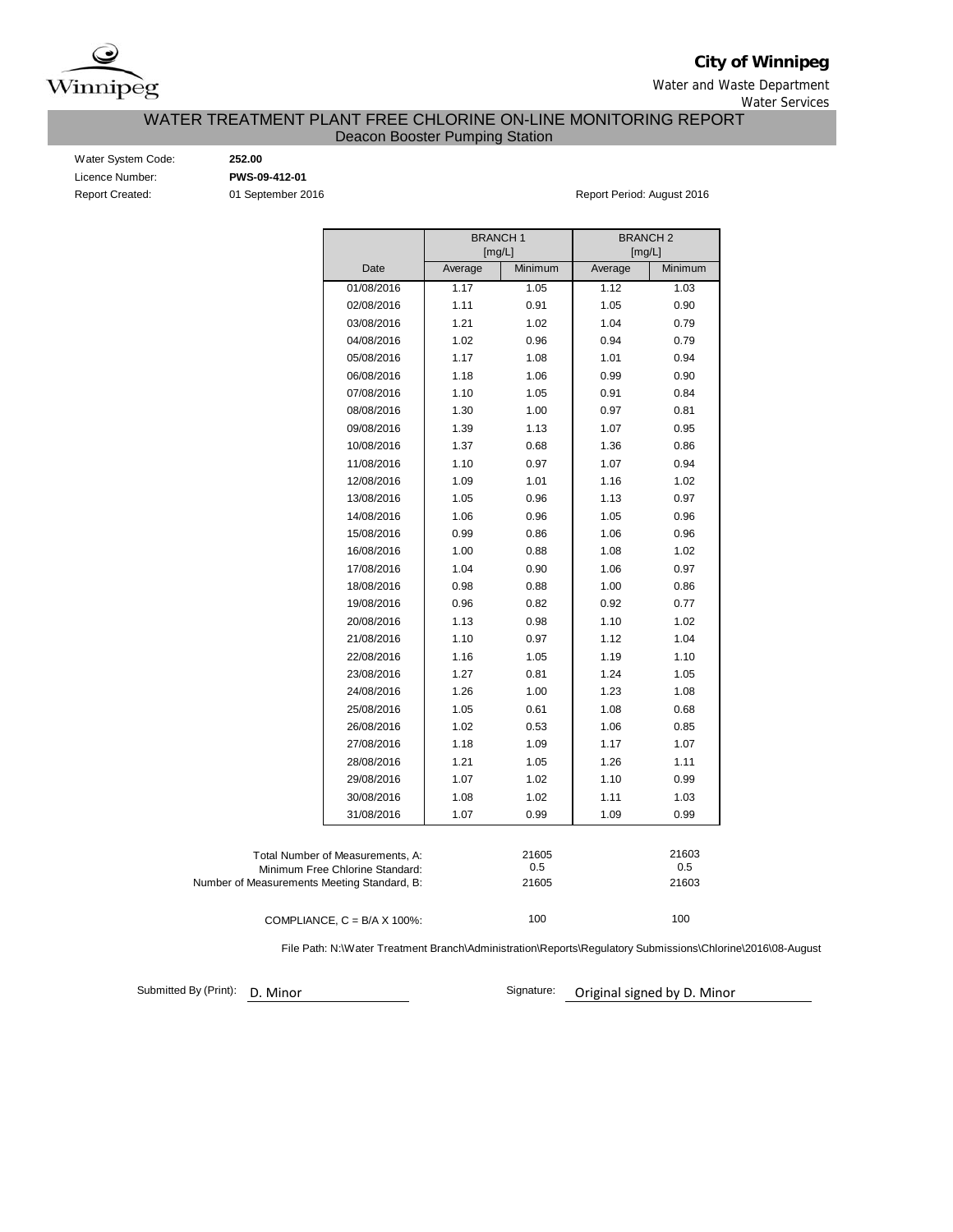**City of Winnipeg**

Water and Waste Department

Water Services

# WATER TREATMENT PLANT FREE CHLORINE ON-LINE MONITORING REPORT

## Deacon Booster Pumping Station

Water System Code: **252.00**

Licence Number: **PWS-09-412-01**

Report Created: 01 September 2016

Report Period: August 2016

| | BRANCH 1 [mg/L] | | BRANCH 2 [mg/L] | |
|---|---|---|---|---|
| Date | Average | Minimum | Average | Minimum |
| 01/08/2016 | 1.17 | 1.05 | 1.12 | 1.03 |
| 02/08/2016 | 1.11 | 0.91 | 1.05 | 0.90 |
| 03/08/2016 | 1.21 | 1.02 | 1.04 | 0.79 |
| 04/08/2016 | 1.02 | 0.96 | 0.94 | 0.79 |
| 05/08/2016 | 1.17 | 1.08 | 1.01 | 0.94 |
| 06/08/2016 | 1.18 | 1.06 | 0.99 | 0.90 |
| 07/08/2016 | 1.10 | 1.05 | 0.91 | 0.84 |
| 08/08/2016 | 1.30 | 1.00 | 0.97 | 0.81 |
| 09/08/2016 | 1.39 | 1.13 | 1.07 | 0.95 |
| 10/08/2016 | 1.37 | 0.68 | 1.36 | 0.86 |
| 11/08/2016 | 1.10 | 0.97 | 1.07 | 0.94 |
| 12/08/2016 | 1.09 | 1.01 | 1.16 | 1.02 |
| 13/08/2016 | 1.05 | 0.96 | 1.13 | 0.97 |
| 14/08/2016 | 1.06 | 0.96 | 1.05 | 0.96 |
| 15/08/2016 | 0.99 | 0.86 | 1.06 | 0.96 |
| 16/08/2016 | 1.00 | 0.88 | 1.08 | 1.02 |
| 17/08/2016 | 1.04 | 0.90 | 1.06 | 0.97 |
| 18/08/2016 | 0.98 | 0.88 | 1.00 | 0.86 |
| 19/08/2016 | 0.96 | 0.82 | 0.92 | 0.77 |
| 20/08/2016 | 1.13 | 0.98 | 1.10 | 1.02 |
| 21/08/2016 | 1.10 | 0.97 | 1.12 | 1.04 |
| 22/08/2016 | 1.16 | 1.05 | 1.19 | 1.10 |
| 23/08/2016 | 1.27 | 0.81 | 1.24 | 1.05 |
| 24/08/2016 | 1.26 | 1.00 | 1.23 | 1.08 |
| 25/08/2016 | 1.05 | 0.61 | 1.08 | 0.68 |
| 26/08/2016 | 1.02 | 0.53 | 1.06 | 0.85 |
| 27/08/2016 | 1.18 | 1.09 | 1.17 | 1.07 |
| 28/08/2016 | 1.21 | 1.05 | 1.26 | 1.11 |
| 29/08/2016 | 1.07 | 1.02 | 1.10 | 0.99 |
| 30/08/2016 | 1.08 | 1.02 | 1.11 | 1.03 |
| 31/08/2016 | 1.07 | 0.99 | 1.09 | 0.99 |

| | Branch 1 | Branch 2 |
|---|---|---|
| Total Number of Measurements, A: | 21605 | 21603 |
| Minimum Free Chlorine Standard: | 0.5 | 0.5 |
| Number of Measurements Meeting Standard, B: | 21605 | 21603 |
| COMPLIANCE, C = B/A X 100%: | 100 | 100 |

File Path: N:\Water Treatment Branch\Administration\Reports\Regulatory Submissions\Chlorine\2016\08-August

Submitted By (Print): D. Minor

Signature: Original signed by D. Minor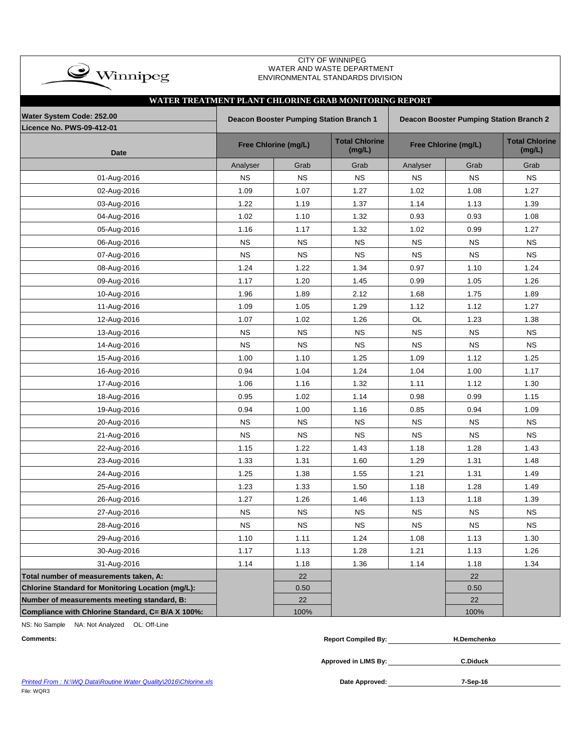CITY OF WINNIPEG
WATER AND WASTE DEPARTMENT
ENVIRONMENTAL STANDARDS DIVISION

## WATER TREATMENT PLANT CHLORINE GRAB MONITORING REPORT

| Water System Code: 252.00<br>Licence No. PWS-09-412-01 | Deacon Booster Pumping Station Branch 1 | | | Deacon Booster Pumping Station Branch 2 | | |
|---|---|---|---|---|---|---|
| Date | Free Chlorine (mg/L) | | Total Chlorine (mg/L) | Free Chlorine (mg/L) | | Total Chlorine (mg/L) |
| | Analyser | Grab | Grab | Analyser | Grab | Grab |
| 01-Aug-2016 | NS | NS | NS | NS | NS | NS |
| 02-Aug-2016 | 1.09 | 1.07 | 1.27 | 1.02 | 1.08 | 1.27 |
| 03-Aug-2016 | 1.22 | 1.19 | 1.37 | 1.14 | 1.13 | 1.39 |
| 04-Aug-2016 | 1.02 | 1.10 | 1.32 | 0.93 | 0.93 | 1.08 |
| 05-Aug-2016 | 1.16 | 1.17 | 1.32 | 1.02 | 0.99 | 1.27 |
| 06-Aug-2016 | NS | NS | NS | NS | NS | NS |
| 07-Aug-2016 | NS | NS | NS | NS | NS | NS |
| 08-Aug-2016 | 1.24 | 1.22 | 1.34 | 0.97 | 1.10 | 1.24 |
| 09-Aug-2016 | 1.17 | 1.20 | 1.45 | 0.99 | 1.05 | 1.26 |
| 10-Aug-2016 | 1.96 | 1.89 | 2.12 | 1.68 | 1.75 | 1.89 |
| 11-Aug-2016 | 1.09 | 1.05 | 1.29 | 1.12 | 1.12 | 1.27 |
| 12-Aug-2016 | 1.07 | 1.02 | 1.26 | OL | 1.23 | 1.38 |
| 13-Aug-2016 | NS | NS | NS | NS | NS | NS |
| 14-Aug-2016 | NS | NS | NS | NS | NS | NS |
| 15-Aug-2016 | 1.00 | 1.10 | 1.25 | 1.09 | 1.12 | 1.25 |
| 16-Aug-2016 | 0.94 | 1.04 | 1.24 | 1.04 | 1.00 | 1.17 |
| 17-Aug-2016 | 1.06 | 1.16 | 1.32 | 1.11 | 1.12 | 1.30 |
| 18-Aug-2016 | 0.95 | 1.02 | 1.14 | 0.98 | 0.99 | 1.15 |
| 19-Aug-2016 | 0.94 | 1.00 | 1.16 | 0.85 | 0.94 | 1.09 |
| 20-Aug-2016 | NS | NS | NS | NS | NS | NS |
| 21-Aug-2016 | NS | NS | NS | NS | NS | NS |
| 22-Aug-2016 | 1.15 | 1.22 | 1.43 | 1.18 | 1.28 | 1.43 |
| 23-Aug-2016 | 1.33 | 1.31 | 1.60 | 1.29 | 1.31 | 1.48 |
| 24-Aug-2016 | 1.25 | 1.38 | 1.55 | 1.21 | 1.31 | 1.49 |
| 25-Aug-2016 | 1.23 | 1.33 | 1.50 | 1.18 | 1.28 | 1.49 |
| 26-Aug-2016 | 1.27 | 1.26 | 1.46 | 1.13 | 1.18 | 1.39 |
| 27-Aug-2016 | NS | NS | NS | NS | NS | NS |
| 28-Aug-2016 | NS | NS | NS | NS | NS | NS |
| 29-Aug-2016 | 1.10 | 1.11 | 1.24 | 1.08 | 1.13 | 1.30 |
| 30-Aug-2016 | 1.17 | 1.13 | 1.28 | 1.21 | 1.13 | 1.26 |
| 31-Aug-2016 | 1.14 | 1.18 | 1.36 | 1.14 | 1.18 | 1.34 |
| **Total number of measurements taken, A:** | | 22 | | | 22 | |
| **Chlorine Standard for Monitoring Location (mg/L):** | | 0.50 | | | 0.50 | |
| **Number of measurements meeting standard, B:** | | 22 | | | 22 | |
| **Compliance with Chlorine Standard, C= B/A X 100%:** | | 100% | | | 100% | |

NS: No Sample NA: Not Analyzed OL: Off-Line

**Comments:**

**Report Compiled By:** H.Demchenko

**Approved in LIMS By:** C.Diduck

**Date Approved:** 7-Sep-16

*Printed From : N:\WQ Data\Routine Water Quality\2016\Chlorine.xls*

File: WQR3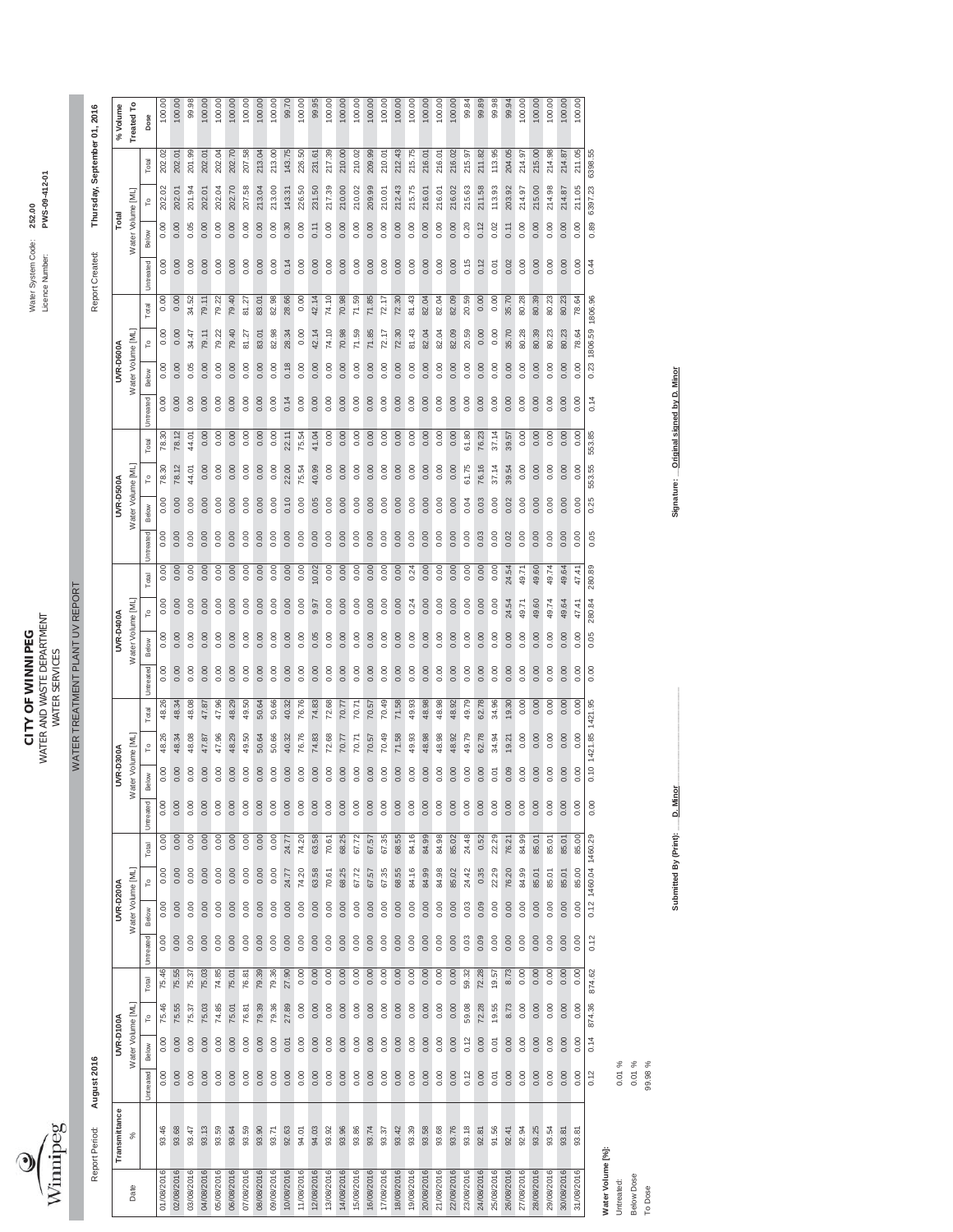# CITY OF WINNIPEG
WATER AND WASTE DEPARTMENT
WATER SERVICES

## WATER TREATMENT PLANT UV REPORT

Water System Code: **252.00**
Licence Number: **PWS-09-412-01**

Report Period: **August 2016**

Report Created: **Thursday, September 01, 2016**

| Date | Transmittance | UVR-D100A | | | | UVR-D200A | | | | UVR-D300A | | | | UVR-D400A | | | | UVR-D500A | | | | UVR-D600A | | | | Total | | | | % Volume Treated To |
|---|---|---|---|---|---|---|---|---|---|---|---|---|---|---|---|---|---|---|---|---|---|---|---|---|---|---|---|---|---|---|
| | % | Water Volume [ML] | | | | Water Volume [ML] | | | | Water Volume [ML] | | | | Water Volume [ML] | | | | Water Volume [ML] | | | | Water Volume [ML] | | | | Water Volume [ML] | | | | Dose |
| | | Untreated | Below | To | Total | Untreated | Below | To | Total | Untreated | Below | To | Total | Untreated | Below | To | Total | Untreated | Below | To | Total | Untreated | Below | To | Total | Untreated | Below | To | Total | |
| 01/08/2016 | 93.46 | 0.00 | 0.00 | 75.46 | 75.46 | 0.00 | 0.00 | 0.00 | 0.00 | 0.00 | 0.00 | 48.26 | 48.26 | 0.00 | 0.00 | 0.00 | 0.00 | 0.00 | 0.00 | 78.30 | 78.30 | 0.00 | 0.00 | 0.00 | 0.00 | 0.00 | 0.00 | 202.02 | 202.02 | 100.00 |
| 02/08/2016 | 93.68 | 0.00 | 0.00 | 75.55 | 75.55 | 0.00 | 0.00 | 0.00 | 0.00 | 0.00 | 0.00 | 48.34 | 48.34 | 0.00 | 0.00 | 0.00 | 0.00 | 0.00 | 0.00 | 78.12 | 78.12 | 0.00 | 0.00 | 0.00 | 0.00 | 0.00 | 0.00 | 202.01 | 202.01 | 100.00 |
| 03/08/2016 | 93.47 | 0.00 | 0.00 | 75.37 | 75.37 | 0.00 | 0.00 | 0.00 | 0.00 | 0.00 | 0.00 | 48.08 | 48.08 | 0.00 | 0.00 | 0.00 | 0.00 | 0.00 | 0.00 | 44.01 | 44.01 | 0.00 | 0.05 | 34.47 | 34.52 | 0.00 | 0.05 | 201.94 | 201.99 | 99.98 |
| 04/08/2016 | 93.13 | 0.00 | 0.00 | 75.03 | 75.03 | 0.00 | 0.00 | 0.00 | 0.00 | 0.00 | 0.00 | 47.87 | 47.87 | 0.00 | 0.00 | 0.00 | 0.00 | 0.00 | 0.00 | 0.00 | 0.00 | 0.00 | 0.00 | 79.11 | 79.11 | 0.00 | 0.00 | 202.01 | 202.01 | 100.00 |
| 05/08/2016 | 93.59 | 0.00 | 0.00 | 74.85 | 74.85 | 0.00 | 0.00 | 0.00 | 0.00 | 0.00 | 0.00 | 47.96 | 47.96 | 0.00 | 0.00 | 0.00 | 0.00 | 0.00 | 0.00 | 0.00 | 0.00 | 0.00 | 0.00 | 79.22 | 79.22 | 0.00 | 0.00 | 202.04 | 202.04 | 100.00 |
| 06/08/2016 | 93.64 | 0.00 | 0.00 | 75.01 | 75.01 | 0.00 | 0.00 | 0.00 | 0.00 | 0.00 | 0.00 | 48.29 | 48.29 | 0.00 | 0.00 | 0.00 | 0.00 | 0.00 | 0.00 | 0.00 | 0.00 | 0.00 | 0.00 | 79.40 | 79.40 | 0.00 | 0.00 | 202.70 | 202.70 | 100.00 |
| 07/08/2016 | 93.59 | 0.00 | 0.00 | 76.81 | 76.81 | 0.00 | 0.00 | 0.00 | 0.00 | 0.00 | 0.00 | 49.50 | 49.50 | 0.00 | 0.00 | 0.00 | 0.00 | 0.00 | 0.00 | 0.00 | 0.00 | 0.00 | 0.00 | 81.27 | 81.27 | 0.00 | 0.00 | 207.58 | 207.58 | 100.00 |
| 08/08/2016 | 93.90 | 0.00 | 0.00 | 79.39 | 79.39 | 0.00 | 0.00 | 0.00 | 0.00 | 0.00 | 0.00 | 50.64 | 50.64 | 0.00 | 0.00 | 0.00 | 0.00 | 0.00 | 0.00 | 0.00 | 0.00 | 0.00 | 0.00 | 83.01 | 83.01 | 0.00 | 0.00 | 213.04 | 213.04 | 100.00 |
| 09/08/2016 | 93.71 | 0.00 | 0.00 | 79.36 | 79.36 | 0.00 | 0.00 | 0.00 | 0.00 | 0.00 | 0.00 | 50.66 | 50.66 | 0.00 | 0.00 | 0.00 | 0.00 | 0.00 | 0.00 | 0.00 | 0.00 | 0.00 | 0.00 | 82.98 | 82.98 | 0.00 | 0.00 | 213.00 | 213.00 | 100.00 |
| 10/08/2016 | 92.63 | 0.00 | 0.01 | 27.89 | 27.90 | 0.00 | 0.00 | 24.77 | 24.77 | 0.00 | 0.00 | 40.32 | 40.32 | 0.00 | 0.00 | 0.00 | 0.00 | 0.00 | 0.10 | 22.00 | 22.11 | 0.14 | 0.18 | 28.34 | 28.66 | 0.14 | 0.30 | 143.31 | 143.75 | 99.70 |
| 11/08/2016 | 94.01 | 0.00 | 0.00 | 0.00 | 0.00 | 0.00 | 0.00 | 74.20 | 74.20 | 0.00 | 0.00 | 76.76 | 76.76 | 0.00 | 0.00 | 0.00 | 0.00 | 0.00 | 0.00 | 75.54 | 75.54 | 0.00 | 0.00 | 0.00 | 0.00 | 0.00 | 0.00 | 226.50 | 226.50 | 100.00 |
| 12/08/2016 | 94.03 | 0.00 | 0.00 | 0.00 | 0.00 | 0.00 | 0.00 | 63.58 | 63.58 | 0.00 | 0.00 | 74.83 | 74.83 | 0.00 | 0.05 | 9.97 | 10.02 | 0.00 | 0.05 | 40.99 | 41.04 | 0.00 | 0.00 | 42.14 | 42.14 | 0.00 | 0.11 | 231.50 | 231.61 | 99.95 |
| 13/08/2016 | 93.92 | 0.00 | 0.00 | 0.00 | 0.00 | 0.00 | 0.00 | 70.61 | 70.61 | 0.00 | 0.00 | 72.68 | 72.68 | 0.00 | 0.00 | 0.00 | 0.00 | 0.00 | 0.00 | 0.00 | 0.00 | 0.00 | 0.00 | 74.10 | 74.10 | 0.00 | 0.00 | 217.39 | 217.39 | 100.00 |
| 14/08/2016 | 93.96 | 0.00 | 0.00 | 0.00 | 0.00 | 0.00 | 0.00 | 68.25 | 68.25 | 0.00 | 0.00 | 70.77 | 70.77 | 0.00 | 0.00 | 0.00 | 0.00 | 0.00 | 0.00 | 0.00 | 0.00 | 0.00 | 0.00 | 70.98 | 70.98 | 0.00 | 0.00 | 210.00 | 210.00 | 100.00 |
| 15/08/2016 | 93.86 | 0.00 | 0.00 | 0.00 | 0.00 | 0.00 | 0.00 | 67.72 | 67.72 | 0.00 | 0.00 | 70.71 | 70.71 | 0.00 | 0.00 | 0.00 | 0.00 | 0.00 | 0.00 | 0.00 | 0.00 | 0.00 | 0.00 | 71.59 | 71.59 | 0.00 | 0.00 | 210.02 | 210.02 | 100.00 |
| 16/08/2016 | 93.74 | 0.00 | 0.00 | 0.00 | 0.00 | 0.00 | 0.00 | 67.57 | 67.57 | 0.00 | 0.00 | 70.57 | 70.57 | 0.00 | 0.00 | 0.00 | 0.00 | 0.00 | 0.00 | 0.00 | 0.00 | 0.00 | 0.00 | 71.85 | 71.85 | 0.00 | 0.00 | 209.99 | 209.99 | 100.00 |
| 17/08/2016 | 93.37 | 0.00 | 0.00 | 0.00 | 0.00 | 0.00 | 0.00 | 67.35 | 67.35 | 0.00 | 0.00 | 70.49 | 70.49 | 0.00 | 0.00 | 0.00 | 0.00 | 0.00 | 0.00 | 0.00 | 0.00 | 0.00 | 0.00 | 72.17 | 72.17 | 0.00 | 0.00 | 210.01 | 210.01 | 100.00 |
| 18/08/2016 | 93.42 | 0.00 | 0.00 | 0.00 | 0.00 | 0.00 | 0.00 | 68.55 | 68.55 | 0.00 | 0.00 | 71.58 | 71.58 | 0.00 | 0.00 | 0.00 | 0.00 | 0.00 | 0.00 | 0.00 | 0.00 | 0.00 | 0.00 | 72.30 | 72.30 | 0.00 | 0.00 | 212.43 | 212.43 | 100.00 |
| 19/08/2016 | 93.39 | 0.00 | 0.00 | 0.00 | 0.00 | 0.00 | 0.00 | 84.16 | 84.16 | 0.00 | 0.00 | 49.93 | 49.93 | 0.00 | 0.00 | 0.24 | 0.24 | 0.00 | 0.00 | 0.00 | 0.00 | 0.00 | 0.00 | 81.43 | 81.43 | 0.00 | 0.00 | 215.75 | 215.75 | 100.00 |
| 20/08/2016 | 93.58 | 0.00 | 0.00 | 0.00 | 0.00 | 0.00 | 0.00 | 84.99 | 84.99 | 0.00 | 0.00 | 48.98 | 48.98 | 0.00 | 0.00 | 0.00 | 0.00 | 0.00 | 0.00 | 0.00 | 0.00 | 0.00 | 0.00 | 82.04 | 82.04 | 0.00 | 0.00 | 216.01 | 216.01 | 100.00 |
| 21/08/2016 | 93.68 | 0.00 | 0.00 | 0.00 | 0.00 | 0.00 | 0.00 | 84.98 | 84.98 | 0.00 | 0.00 | 48.98 | 48.98 | 0.00 | 0.00 | 0.00 | 0.00 | 0.00 | 0.00 | 0.00 | 0.00 | 0.00 | 0.00 | 82.04 | 82.04 | 0.00 | 0.00 | 216.01 | 216.01 | 100.00 |
| 22/08/2016 | 93.76 | 0.00 | 0.00 | 0.00 | 0.00 | 0.00 | 0.00 | 85.02 | 85.02 | 0.00 | 0.00 | 48.92 | 48.92 | 0.00 | 0.00 | 0.00 | 0.00 | 0.00 | 0.00 | 0.00 | 0.00 | 0.00 | 0.00 | 82.09 | 82.09 | 0.00 | 0.00 | 216.02 | 216.02 | 100.00 |
| 23/08/2016 | 93.18 | 0.12 | 0.12 | 59.08 | 59.32 | 0.03 | 0.03 | 24.42 | 24.48 | 0.00 | 0.00 | 49.79 | 49.79 | 0.00 | 0.00 | 0.00 | 0.00 | 0.00 | 0.04 | 61.75 | 61.80 | 0.00 | 0.00 | 20.59 | 20.59 | 0.15 | 0.20 | 215.63 | 215.97 | 99.84 |
| 24/08/2016 | 92.81 | 0.00 | 0.00 | 72.28 | 72.28 | 0.09 | 0.09 | 0.35 | 0.52 | 0.00 | 0.00 | 62.78 | 62.78 | 0.00 | 0.00 | 0.00 | 0.00 | 0.03 | 0.03 | 76.16 | 76.23 | 0.00 | 0.00 | 0.00 | 0.00 | 0.12 | 0.12 | 211.58 | 211.82 | 99.89 |
| 25/08/2016 | 91.56 | 0.01 | 0.01 | 19.55 | 19.57 | 0.00 | 0.00 | 22.29 | 22.29 | 0.00 | 0.01 | 34.94 | 34.96 | 0.00 | 0.00 | 0.00 | 0.00 | 0.00 | 0.00 | 37.14 | 37.14 | 0.00 | 0.00 | 0.00 | 0.00 | 0.01 | 0.02 | 113.93 | 113.95 | 99.98 |
| 26/08/2016 | 92.41 | 0.00 | 0.00 | 8.73 | 8.73 | 0.00 | 0.00 | 76.20 | 76.21 | 0.00 | 0.09 | 19.21 | 19.30 | 0.00 | 0.00 | 24.54 | 24.54 | 0.02 | 0.02 | 39.54 | 39.57 | 0.00 | 0.00 | 35.70 | 35.70 | 0.02 | 0.11 | 203.92 | 204.05 | 99.94 |
| 27/08/2016 | 92.94 | 0.00 | 0.00 | 0.00 | 0.00 | 0.00 | 0.00 | 84.99 | 84.99 | 0.00 | 0.00 | 0.00 | 0.00 | 0.00 | 0.00 | 49.71 | 49.71 | 0.00 | 0.00 | 0.00 | 0.00 | 0.00 | 0.00 | 80.28 | 80.28 | 0.00 | 0.00 | 214.97 | 214.97 | 100.00 |
| 28/08/2016 | 93.25 | 0.00 | 0.00 | 0.00 | 0.00 | 0.00 | 0.00 | 85.01 | 85.01 | 0.00 | 0.00 | 0.00 | 0.00 | 0.00 | 0.00 | 49.60 | 49.60 | 0.00 | 0.00 | 0.00 | 0.00 | 0.00 | 0.00 | 80.39 | 80.39 | 0.00 | 0.00 | 215.00 | 215.00 | 100.00 |
| 29/08/2016 | 93.54 | 0.00 | 0.00 | 0.00 | 0.00 | 0.00 | 0.00 | 85.01 | 85.01 | 0.00 | 0.00 | 0.00 | 0.00 | 0.00 | 0.00 | 49.74 | 49.74 | 0.00 | 0.00 | 0.00 | 0.00 | 0.00 | 0.00 | 80.23 | 80.23 | 0.00 | 0.00 | 214.98 | 214.98 | 100.00 |
| 30/08/2016 | 93.81 | 0.00 | 0.00 | 0.00 | 0.00 | 0.00 | 0.00 | 85.01 | 85.01 | 0.00 | 0.00 | 0.00 | 0.00 | 0.00 | 0.00 | 49.64 | 49.64 | 0.00 | 0.00 | 0.00 | 0.00 | 0.00 | 0.00 | 80.23 | 80.23 | 0.00 | 0.00 | 214.87 | 214.87 | 100.00 |
| 31/08/2016 | 93.81 | 0.00 | 0.00 | 0.00 | 0.00 | 0.00 | 0.00 | 85.00 | 85.00 | 0.00 | 0.00 | 0.00 | 0.00 | 0.00 | 0.00 | 47.41 | 47.41 | 0.00 | 0.00 | 0.00 | 0.00 | 0.00 | 0.00 | 78.64 | 78.64 | 0.00 | 0.00 | 211.05 | 211.05 | 100.00 |
| | | 0.12 | 0.14 | 874.36 | 874.62 | 0.12 | 0.12 | 1460.04 | 1460.29 | 0.00 | 0.10 | 1421.85 | 1421.95 | 0.00 | 0.05 | 280.84 | 280.89 | 0.05 | 0.25 | 553.55 | 553.85 | 0.14 | 0.23 | 1806.59 | 1806.96 | 0.44 | 0.89 | 6397.23 | 6398.55 | |

**Water Volume [%]:**

Untreated: 0.01 %
Below Dose: 0.01 %
To Dose: 99.98 %

**Submitted By (Print):** D. Minor

**Signature:** Original signed by D. Minor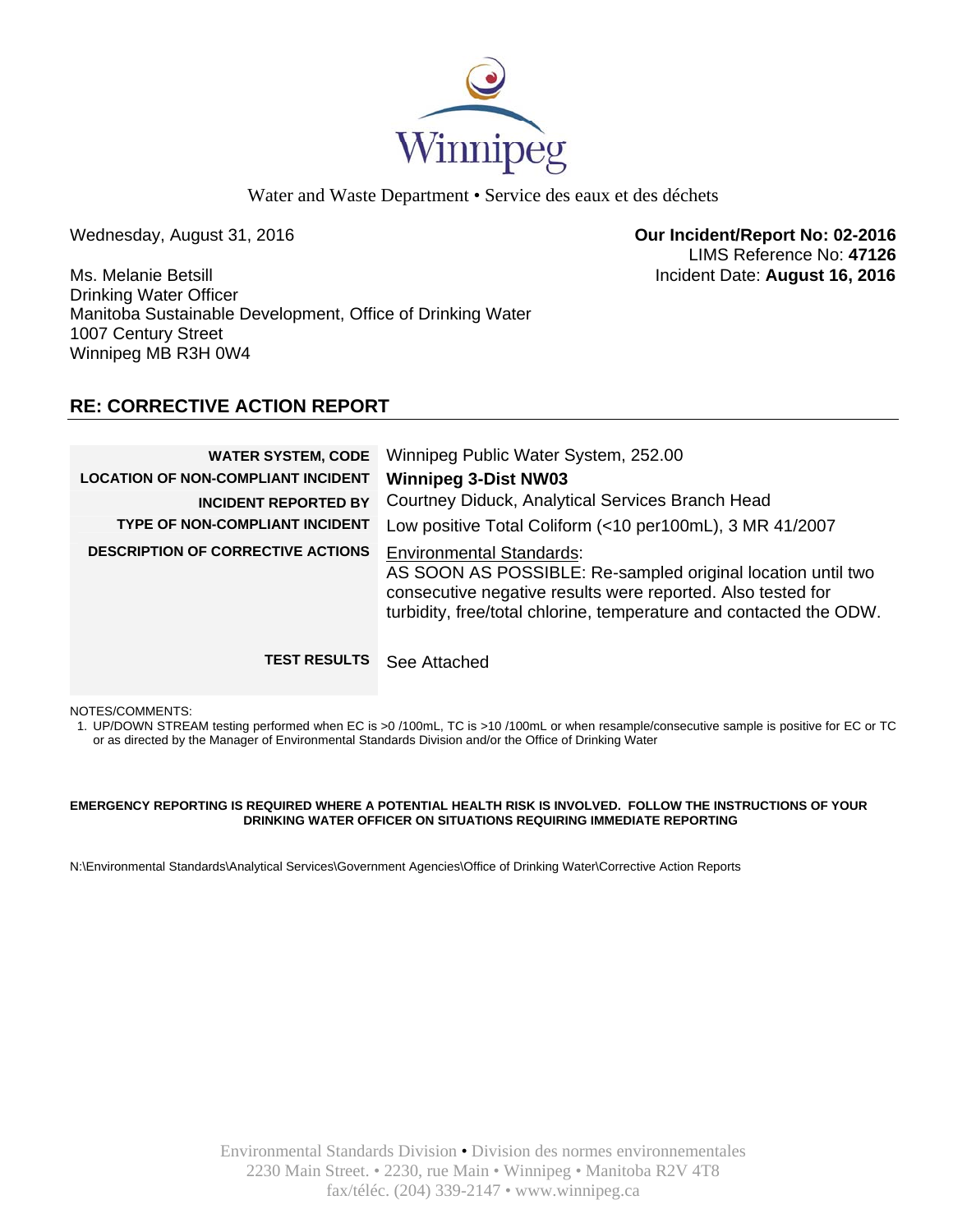Winnipeg

Water and Waste Department • Service des eaux et des déchets

Wednesday, August 31, 2016

**Our Incident/Report No: 02-2016**
LIMS Reference No: **47126**
Incident Date: **August 16, 2016**

Ms. Melanie Betsill
Drinking Water Officer
Manitoba Sustainable Development, Office of Drinking Water
1007 Century Street
Winnipeg MB R3H 0W4

## RE: CORRECTIVE ACTION REPORT

| | |
|---|---|
| **WATER SYSTEM, CODE** | Winnipeg Public Water System, 252.00 |
| **LOCATION OF NON-COMPLIANT INCIDENT** | **Winnipeg 3-Dist NW03** |
| **INCIDENT REPORTED BY** | Courtney Diduck, Analytical Services Branch Head |
| **TYPE OF NON-COMPLIANT INCIDENT** | Low positive Total Coliform (<10 per100mL), 3 MR 41/2007 |
| **DESCRIPTION OF CORRECTIVE ACTIONS** | Environmental Standards: AS SOON AS POSSIBLE: Re-sampled original location until two consecutive negative results were reported. Also tested for turbidity, free/total chlorine, temperature and contacted the ODW. |
| **TEST RESULTS** | See Attached |

NOTES/COMMENTS:

1. UP/DOWN STREAM testing performed when EC is >0 /100mL, TC is >10 /100mL or when resample/consecutive sample is positive for EC or TC or as directed by the Manager of Environmental Standards Division and/or the Office of Drinking Water

**EMERGENCY REPORTING IS REQUIRED WHERE A POTENTIAL HEALTH RISK IS INVOLVED. FOLLOW THE INSTRUCTIONS OF YOUR DRINKING WATER OFFICER ON SITUATIONS REQUIRING IMMEDIATE REPORTING**

N:\Environmental Standards\Analytical Services\Government Agencies\Office of Drinking Water\Corrective Action Reports

Environmental Standards Division • Division des normes environnementales
2230 Main Street. • 2230, rue Main • Winnipeg • Manitoba R2V 4T8
fax/téléc. (204) 339-2147 • www.winnipeg.ca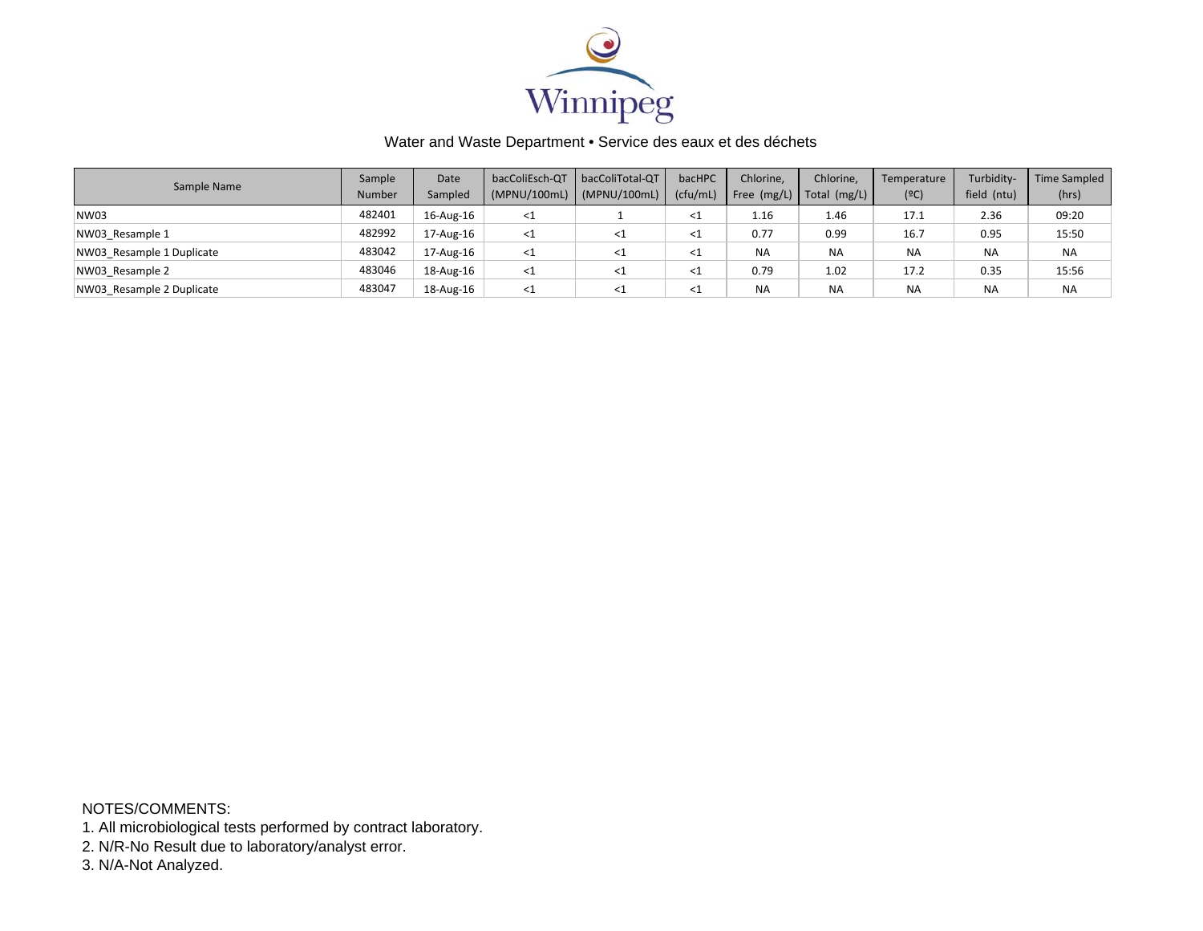Winnipeg

Water and Waste Department • Service des eaux et des déchets

| Sample Name | Sample Number | Date Sampled | bacColiEsch-QT (MPNU/100mL) | bacColiTotal-QT (MPNU/100mL) | bacHPC (cfu/mL) | Chlorine, Free (mg/L) | Chlorine, Total (mg/L) | Temperature (ºC) | Turbidity-field (ntu) | Time Sampled (hrs) |
|---|---|---|---|---|---|---|---|---|---|---|
| NW03 | 482401 | 16-Aug-16 | <1 | 1 | <1 | 1.16 | 1.46 | 17.1 | 2.36 | 09:20 |
| NW03_Resample 1 | 482992 | 17-Aug-16 | <1 | <1 | <1 | 0.77 | 0.99 | 16.7 | 0.95 | 15:50 |
| NW03_Resample 1 Duplicate | 483042 | 17-Aug-16 | <1 | <1 | <1 | NA | NA | NA | NA | NA |
| NW03_Resample 2 | 483046 | 18-Aug-16 | <1 | <1 | <1 | 0.79 | 1.02 | 17.2 | 0.35 | 15:56 |
| NW03_Resample 2 Duplicate | 483047 | 18-Aug-16 | <1 | <1 | <1 | NA | NA | NA | NA | NA |

NOTES/COMMENTS:

1. All microbiological tests performed by contract laboratory.
2. N/R-No Result due to laboratory/analyst error.
3. N/A-Not Analyzed.